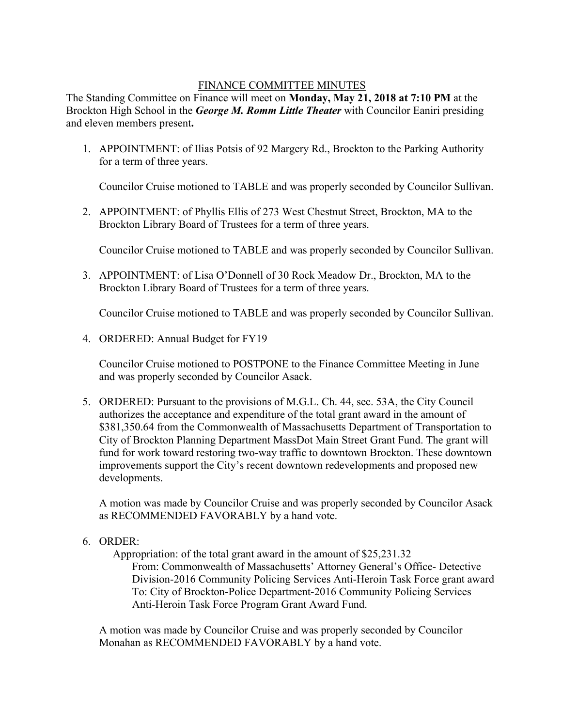# FINANCE COMMITTEE MINUTES

The Standing Committee on Finance will meet on **Monday, May 21, 2018 at 7:10 PM** at the Brockton High School in the ***George M. Romm Little Theater*** with Councilor Eaniri presiding and eleven members present**.**

1. APPOINTMENT: of Ilias Potsis of 92 Margery Rd., Brockton to the Parking Authority for a term of three years.

   Councilor Cruise motioned to TABLE and was properly seconded by Councilor Sullivan.

2. APPOINTMENT: of Phyllis Ellis of 273 West Chestnut Street, Brockton, MA to the Brockton Library Board of Trustees for a term of three years.

   Councilor Cruise motioned to TABLE and was properly seconded by Councilor Sullivan.

3. APPOINTMENT: of Lisa O'Donnell of 30 Rock Meadow Dr., Brockton, MA to the Brockton Library Board of Trustees for a term of three years.

   Councilor Cruise motioned to TABLE and was properly seconded by Councilor Sullivan.

4. ORDERED: Annual Budget for FY19

   Councilor Cruise motioned to POSTPONE to the Finance Committee Meeting in June and was properly seconded by Councilor Asack.

5. ORDERED: Pursuant to the provisions of M.G.L. Ch. 44, sec. 53A, the City Council authorizes the acceptance and expenditure of the total grant award in the amount of $381,350.64 from the Commonwealth of Massachusetts Department of Transportation to City of Brockton Planning Department MassDot Main Street Grant Fund. The grant will fund for work toward restoring two-way traffic to downtown Brockton. These downtown improvements support the City's recent downtown redevelopments and proposed new developments.

   A motion was made by Councilor Cruise and was properly seconded by Councilor Asack as RECOMMENDED FAVORABLY by a hand vote.

6. ORDER:

   Appropriation: of the total grant award in the amount of $25,231.32
   From: Commonwealth of Massachusetts' Attorney General's Office- Detective Division-2016 Community Policing Services Anti-Heroin Task Force grant award
   To: City of Brockton-Police Department-2016 Community Policing Services Anti-Heroin Task Force Program Grant Award Fund.

   A motion was made by Councilor Cruise and was properly seconded by Councilor Monahan as RECOMMENDED FAVORABLY by a hand vote.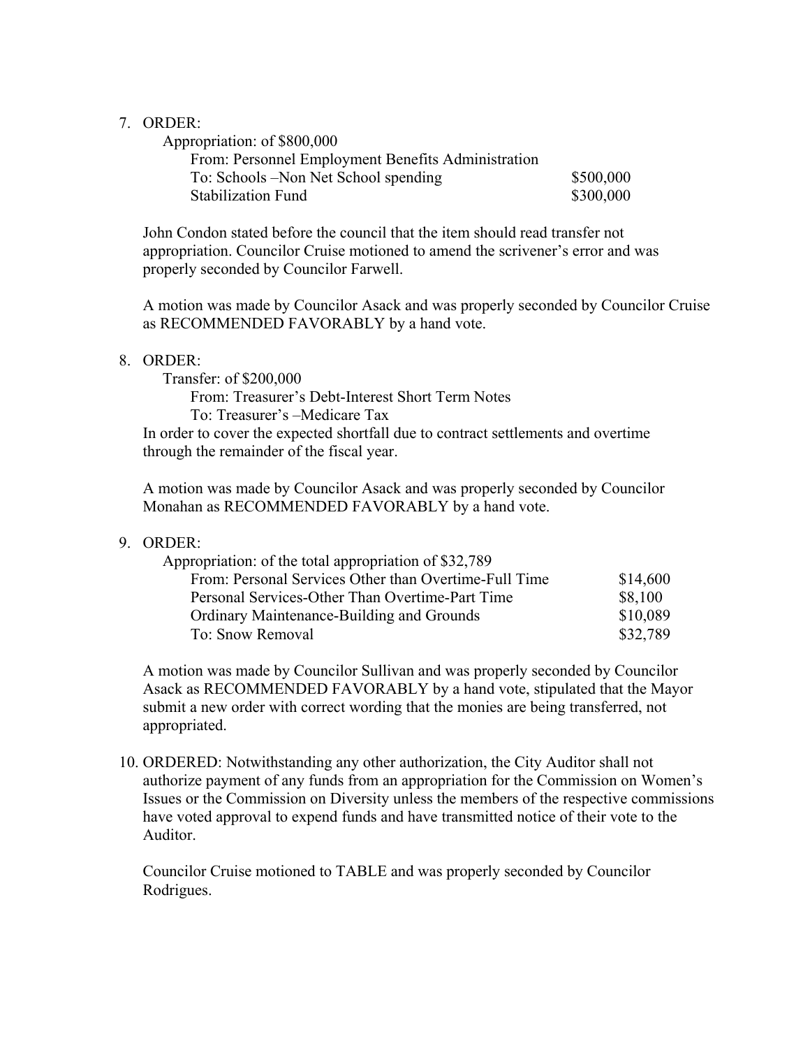7. ORDER:

   Appropriation: of $800,000

   From: Personnel Employment Benefits Administration

   | | |
   |---|---|
   | To: Schools –Non Net School spending | $500,000 |
   | Stabilization Fund | $300,000 |

   John Condon stated before the council that the item should read transfer not appropriation. Councilor Cruise motioned to amend the scrivener's error and was properly seconded by Councilor Farwell.

   A motion was made by Councilor Asack and was properly seconded by Councilor Cruise as RECOMMENDED FAVORABLY by a hand vote.

8. ORDER:

   Transfer: of $200,000

   From: Treasurer's Debt-Interest Short Term Notes

   To: Treasurer's –Medicare Tax

   In order to cover the expected shortfall due to contract settlements and overtime through the remainder of the fiscal year.

   A motion was made by Councilor Asack and was properly seconded by Councilor Monahan as RECOMMENDED FAVORABLY by a hand vote.

9. ORDER:

   Appropriation: of the total appropriation of $32,789

   | | |
   |---|---|
   | From: Personal Services Other than Overtime-Full Time | $14,600 |
   | Personal Services-Other Than Overtime-Part Time | $8,100 |
   | Ordinary Maintenance-Building and Grounds | $10,089 |
   | To: Snow Removal | $32,789 |

   A motion was made by Councilor Sullivan and was properly seconded by Councilor Asack as RECOMMENDED FAVORABLY by a hand vote, stipulated that the Mayor submit a new order with correct wording that the monies are being transferred, not appropriated.

10. ORDERED: Notwithstanding any other authorization, the City Auditor shall not authorize payment of any funds from an appropriation for the Commission on Women's Issues or the Commission on Diversity unless the members of the respective commissions have voted approval to expend funds and have transmitted notice of their vote to the Auditor.

    Councilor Cruise motioned to TABLE and was properly seconded by Councilor Rodrigues.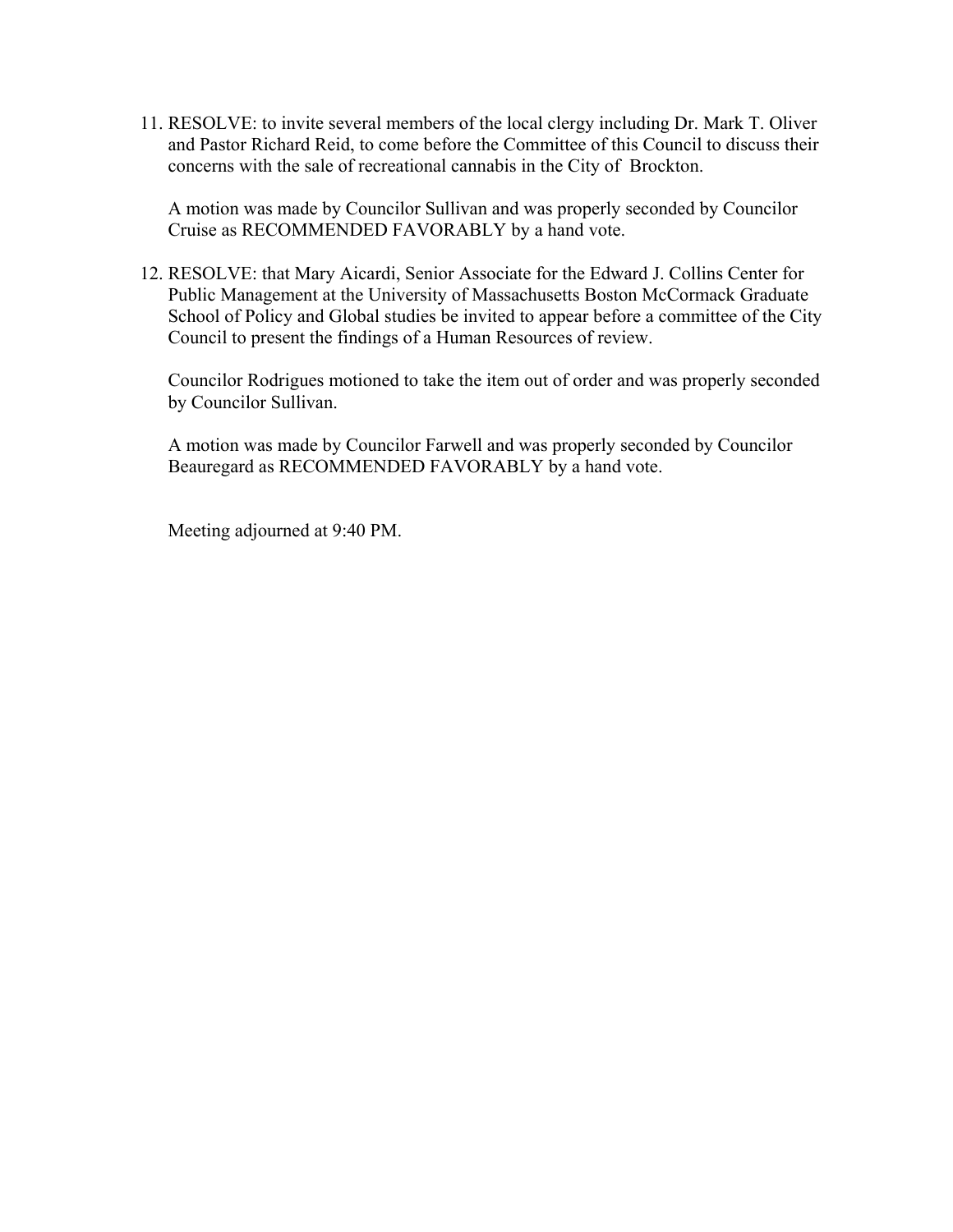11. RESOLVE: to invite several members of the local clergy including Dr. Mark T. Oliver and Pastor Richard Reid, to come before the Committee of this Council to discuss their concerns with the sale of recreational cannabis in the City of Brockton.

    A motion was made by Councilor Sullivan and was properly seconded by Councilor Cruise as RECOMMENDED FAVORABLY by a hand vote.

12. RESOLVE: that Mary Aicardi, Senior Associate for the Edward J. Collins Center for Public Management at the University of Massachusetts Boston McCormack Graduate School of Policy and Global studies be invited to appear before a committee of the City Council to present the findings of a Human Resources of review.

    Councilor Rodrigues motioned to take the item out of order and was properly seconded by Councilor Sullivan.

    A motion was made by Councilor Farwell and was properly seconded by Councilor Beauregard as RECOMMENDED FAVORABLY by a hand vote.

Meeting adjourned at 9:40 PM.